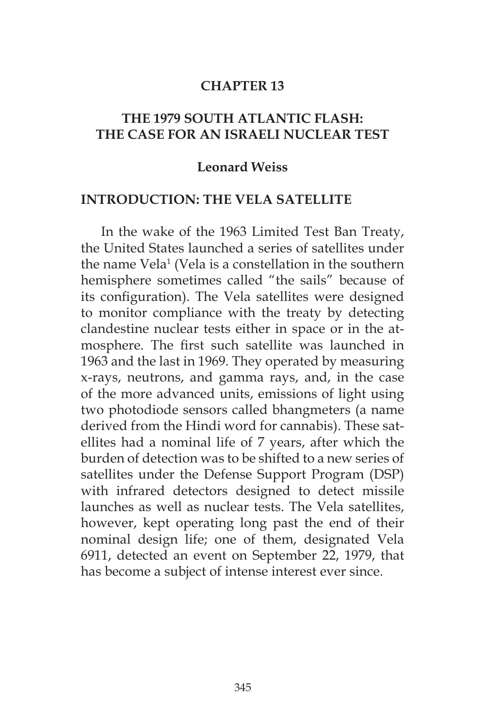# CHAPTER 13

## THE 1979 SOUTH ATLANTIC FLASH: THE CASE FOR AN ISRAELI NUCLEAR TEST

**Leonard Weiss**

## INTRODUCTION: THE VELA SATELLITE

In the wake of the 1963 Limited Test Ban Treaty, the United States launched a series of satellites under the name Vela[1] (Vela is a constellation in the southern hemisphere sometimes called "the sails" because of its configuration). The Vela satellites were designed to monitor compliance with the treaty by detecting clandestine nuclear tests either in space or in the atmosphere. The first such satellite was launched in 1963 and the last in 1969. They operated by measuring x-rays, neutrons, and gamma rays, and, in the case of the more advanced units, emissions of light using two photodiode sensors called bhangmeters (a name derived from the Hindi word for cannabis). These satellites had a nominal life of 7 years, after which the burden of detection was to be shifted to a new series of satellites under the Defense Support Program (DSP) with infrared detectors designed to detect missile launches as well as nuclear tests. The Vela satellites, however, kept operating long past the end of their nominal design life; one of them, designated Vela 6911, detected an event on September 22, 1979, that has become a subject of intense interest ever since.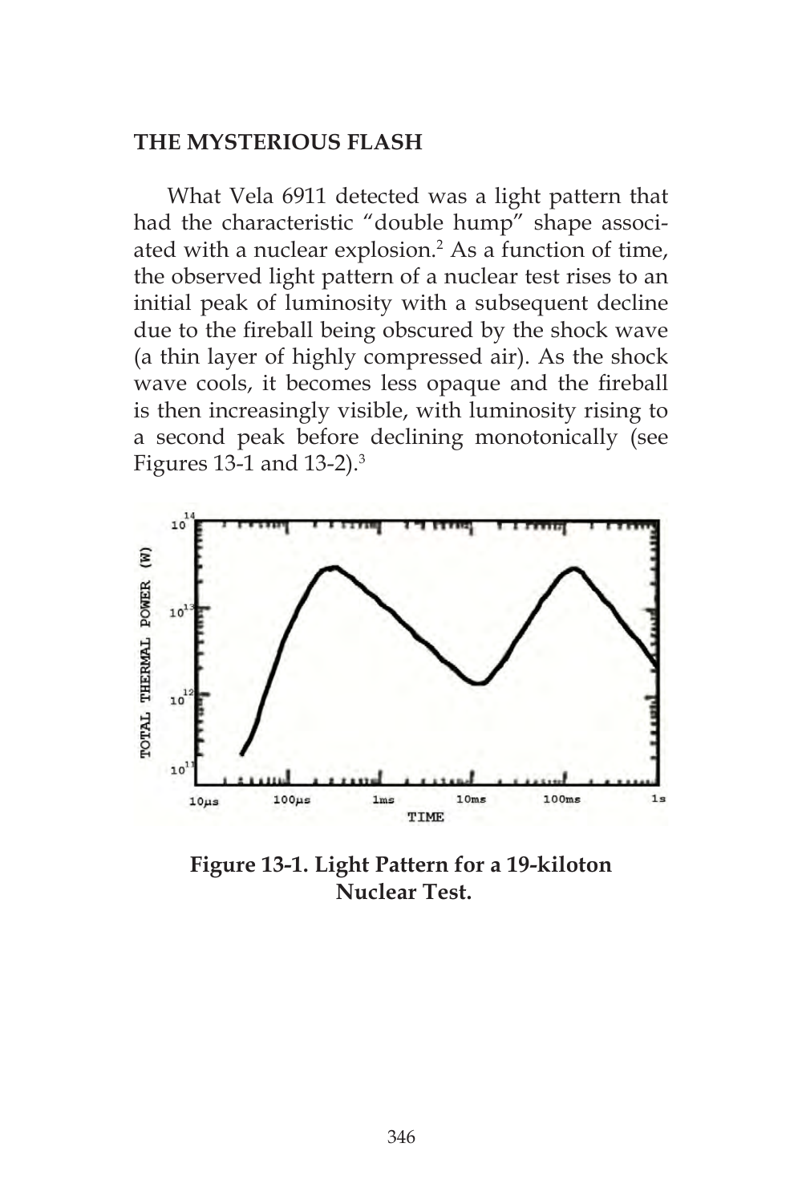## THE MYSTERIOUS FLASH

What Vela 6911 detected was a light pattern that had the characteristic "double hump" shape associated with a nuclear explosion.[2] As a function of time, the observed light pattern of a nuclear test rises to an initial peak of luminosity with a subsequent decline due to the fireball being obscured by the shock wave (a thin layer of highly compressed air). As the shock wave cools, it becomes less opaque and the fireball is then increasingly visible, with luminosity rising to a second peak before declining monotonically (see Figures 13-1 and 13-2).[3]

**Figure 13-1. Light Pattern for a 19-kiloton Nuclear Test.**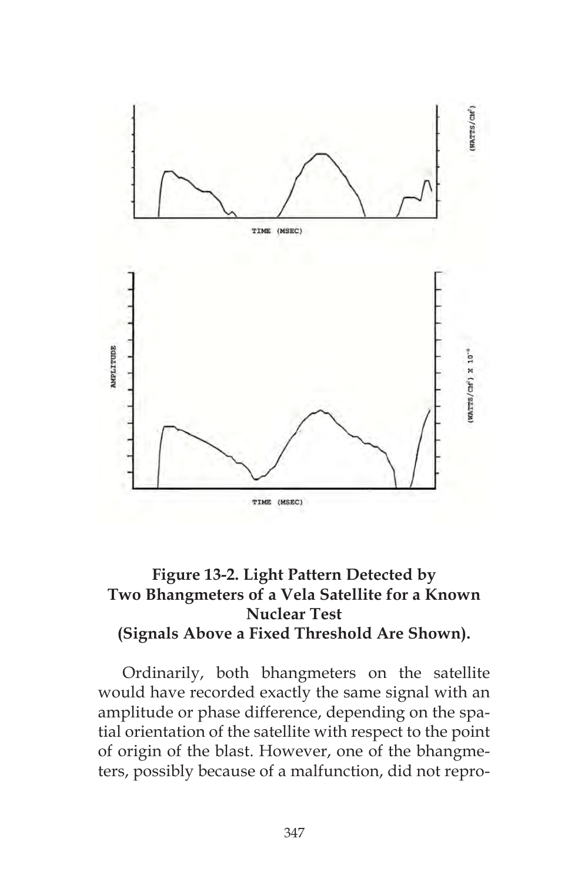**Figure 13-2. Light Pattern Detected by Two Bhangmeters of a Vela Satellite for a Known Nuclear Test (Signals Above a Fixed Threshold Are Shown).**

Ordinarily, both bhangmeters on the satellite would have recorded exactly the same signal with an amplitude or phase difference, depending on the spatial orientation of the satellite with respect to the point of origin of the blast. However, one of the bhangmeters, possibly because of a malfunction, did not repro-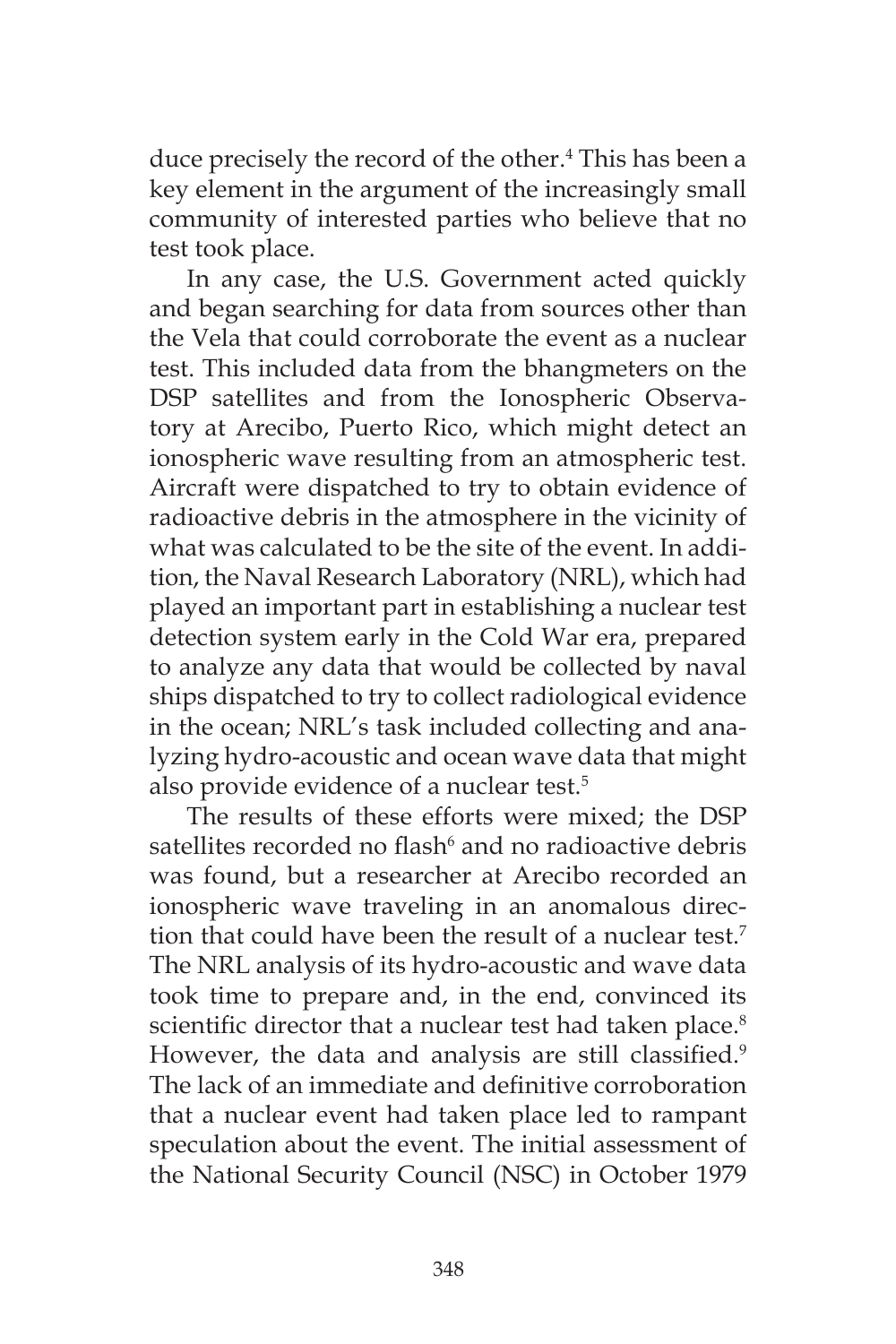duce precisely the record of the other.[4] This has been a key element in the argument of the increasingly small community of interested parties who believe that no test took place.

In any case, the U.S. Government acted quickly and began searching for data from sources other than the Vela that could corroborate the event as a nuclear test. This included data from the bhangmeters on the DSP satellites and from the Ionospheric Observatory at Arecibo, Puerto Rico, which might detect an ionospheric wave resulting from an atmospheric test. Aircraft were dispatched to try to obtain evidence of radioactive debris in the atmosphere in the vicinity of what was calculated to be the site of the event. In addition, the Naval Research Laboratory (NRL), which had played an important part in establishing a nuclear test detection system early in the Cold War era, prepared to analyze any data that would be collected by naval ships dispatched to try to collect radiological evidence in the ocean; NRL's task included collecting and analyzing hydro-acoustic and ocean wave data that might also provide evidence of a nuclear test.[5]

The results of these efforts were mixed; the DSP satellites recorded no flash[6] and no radioactive debris was found, but a researcher at Arecibo recorded an ionospheric wave traveling in an anomalous direction that could have been the result of a nuclear test.[7] The NRL analysis of its hydro-acoustic and wave data took time to prepare and, in the end, convinced its scientific director that a nuclear test had taken place.[8] However, the data and analysis are still classified.[9] The lack of an immediate and definitive corroboration that a nuclear event had taken place led to rampant speculation about the event. The initial assessment of the National Security Council (NSC) in October 1979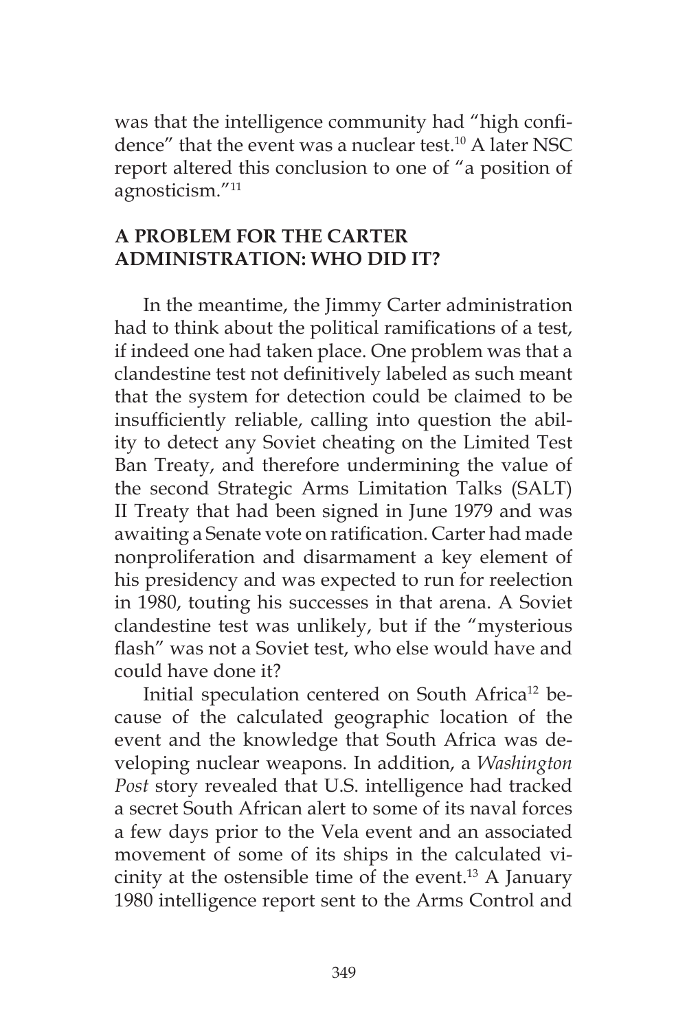was that the intelligence community had "high confidence" that the event was a nuclear test.[10] A later NSC report altered this conclusion to one of "a position of agnosticism."[11]

## A PROBLEM FOR THE CARTER ADMINISTRATION: WHO DID IT?

In the meantime, the Jimmy Carter administration had to think about the political ramifications of a test, if indeed one had taken place. One problem was that a clandestine test not definitively labeled as such meant that the system for detection could be claimed to be insufficiently reliable, calling into question the ability to detect any Soviet cheating on the Limited Test Ban Treaty, and therefore undermining the value of the second Strategic Arms Limitation Talks (SALT) II Treaty that had been signed in June 1979 and was awaiting a Senate vote on ratification. Carter had made nonproliferation and disarmament a key element of his presidency and was expected to run for reelection in 1980, touting his successes in that arena. A Soviet clandestine test was unlikely, but if the "mysterious flash" was not a Soviet test, who else would have and could have done it?

Initial speculation centered on South Africa[12] because of the calculated geographic location of the event and the knowledge that South Africa was developing nuclear weapons. In addition, a *Washington Post* story revealed that U.S. intelligence had tracked a secret South African alert to some of its naval forces a few days prior to the Vela event and an associated movement of some of its ships in the calculated vicinity at the ostensible time of the event.[13] A January 1980 intelligence report sent to the Arms Control and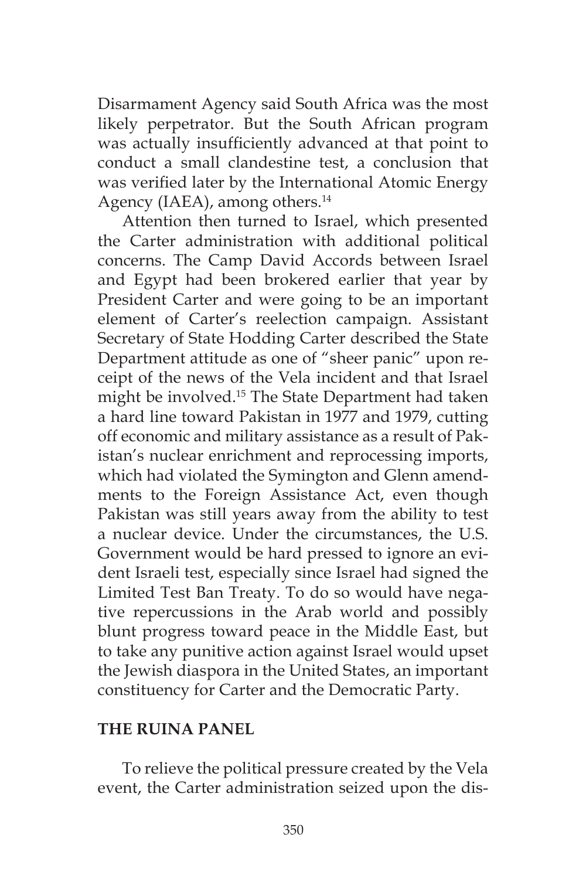Disarmament Agency said South Africa was the most likely perpetrator. But the South African program was actually insufficiently advanced at that point to conduct a small clandestine test, a conclusion that was verified later by the International Atomic Energy Agency (IAEA), among others.[14]

Attention then turned to Israel, which presented the Carter administration with additional political concerns. The Camp David Accords between Israel and Egypt had been brokered earlier that year by President Carter and were going to be an important element of Carter's reelection campaign. Assistant Secretary of State Hodding Carter described the State Department attitude as one of "sheer panic" upon receipt of the news of the Vela incident and that Israel might be involved.[15] The State Department had taken a hard line toward Pakistan in 1977 and 1979, cutting off economic and military assistance as a result of Pakistan's nuclear enrichment and reprocessing imports, which had violated the Symington and Glenn amendments to the Foreign Assistance Act, even though Pakistan was still years away from the ability to test a nuclear device. Under the circumstances, the U.S. Government would be hard pressed to ignore an evident Israeli test, especially since Israel had signed the Limited Test Ban Treaty. To do so would have negative repercussions in the Arab world and possibly blunt progress toward peace in the Middle East, but to take any punitive action against Israel would upset the Jewish diaspora in the United States, an important constituency for Carter and the Democratic Party.

## THE RUINA PANEL

To relieve the political pressure created by the Vela event, the Carter administration seized upon the dis-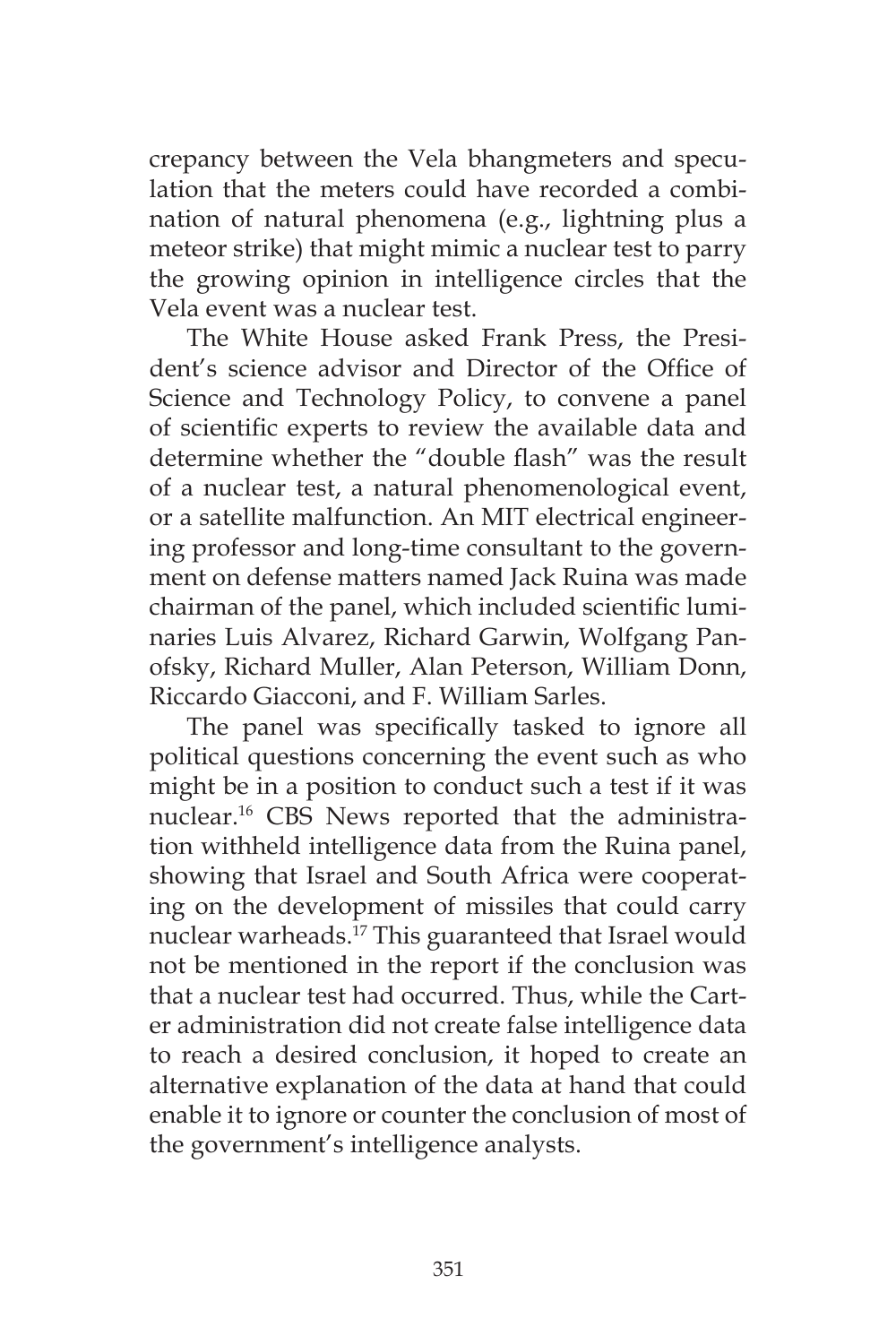crepancy between the Vela bhangmeters and speculation that the meters could have recorded a combination of natural phenomena (e.g., lightning plus a meteor strike) that might mimic a nuclear test to parry the growing opinion in intelligence circles that the Vela event was a nuclear test.

The White House asked Frank Press, the President's science advisor and Director of the Office of Science and Technology Policy, to convene a panel of scientific experts to review the available data and determine whether the "double flash" was the result of a nuclear test, a natural phenomenological event, or a satellite malfunction. An MIT electrical engineering professor and long-time consultant to the government on defense matters named Jack Ruina was made chairman of the panel, which included scientific luminaries Luis Alvarez, Richard Garwin, Wolfgang Panofsky, Richard Muller, Alan Peterson, William Donn, Riccardo Giacconi, and F. William Sarles.

The panel was specifically tasked to ignore all political questions concerning the event such as who might be in a position to conduct such a test if it was nuclear.[16] CBS News reported that the administration withheld intelligence data from the Ruina panel, showing that Israel and South Africa were cooperating on the development of missiles that could carry nuclear warheads.[17] This guaranteed that Israel would not be mentioned in the report if the conclusion was that a nuclear test had occurred. Thus, while the Carter administration did not create false intelligence data to reach a desired conclusion, it hoped to create an alternative explanation of the data at hand that could enable it to ignore or counter the conclusion of most of the government's intelligence analysts.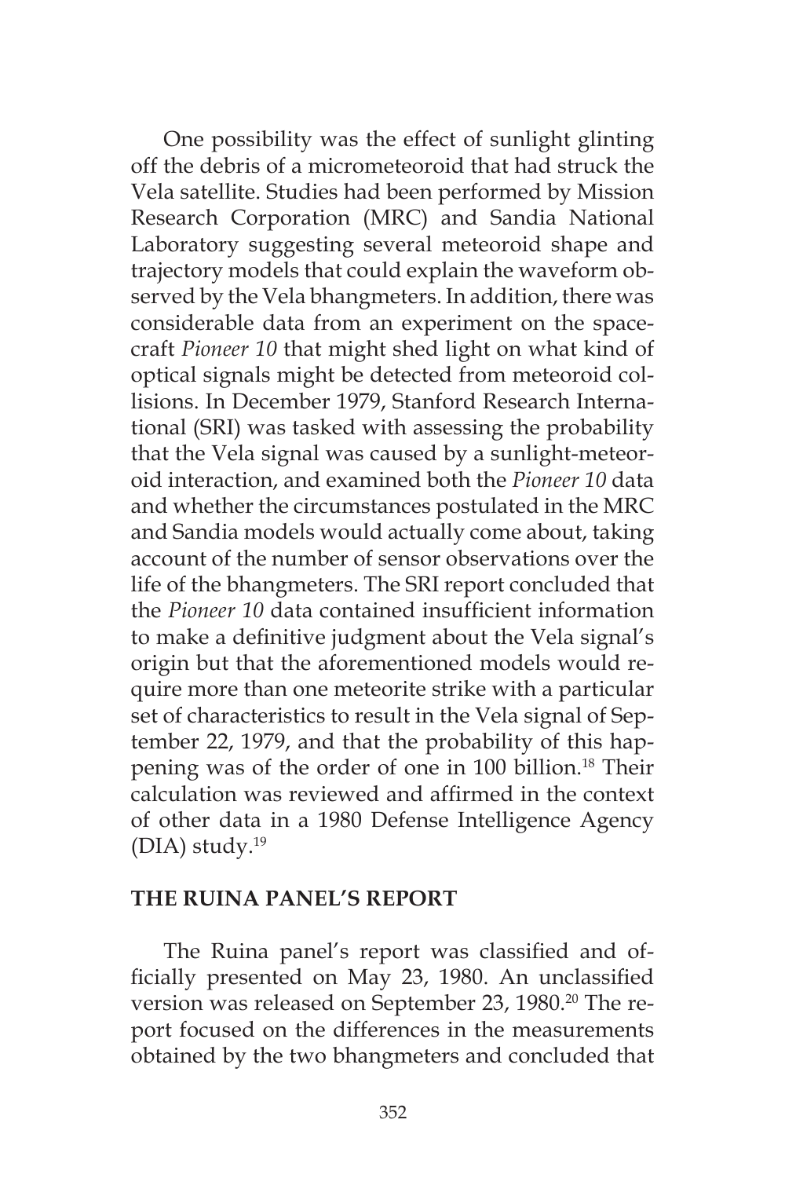One possibility was the effect of sunlight glinting off the debris of a micrometeoroid that had struck the Vela satellite. Studies had been performed by Mission Research Corporation (MRC) and Sandia National Laboratory suggesting several meteoroid shape and trajectory models that could explain the waveform observed by the Vela bhangmeters. In addition, there was considerable data from an experiment on the spacecraft *Pioneer 10* that might shed light on what kind of optical signals might be detected from meteoroid collisions. In December 1979, Stanford Research International (SRI) was tasked with assessing the probability that the Vela signal was caused by a sunlight-meteoroid interaction, and examined both the *Pioneer 10* data and whether the circumstances postulated in the MRC and Sandia models would actually come about, taking account of the number of sensor observations over the life of the bhangmeters. The SRI report concluded that the *Pioneer 10* data contained insufficient information to make a definitive judgment about the Vela signal's origin but that the aforementioned models would require more than one meteorite strike with a particular set of characteristics to result in the Vela signal of September 22, 1979, and that the probability of this happening was of the order of one in 100 billion.[18] Their calculation was reviewed and affirmed in the context of other data in a 1980 Defense Intelligence Agency (DIA) study.[19]

## THE RUINA PANEL'S REPORT

The Ruina panel's report was classified and officially presented on May 23, 1980. An unclassified version was released on September 23, 1980.[20] The report focused on the differences in the measurements obtained by the two bhangmeters and concluded that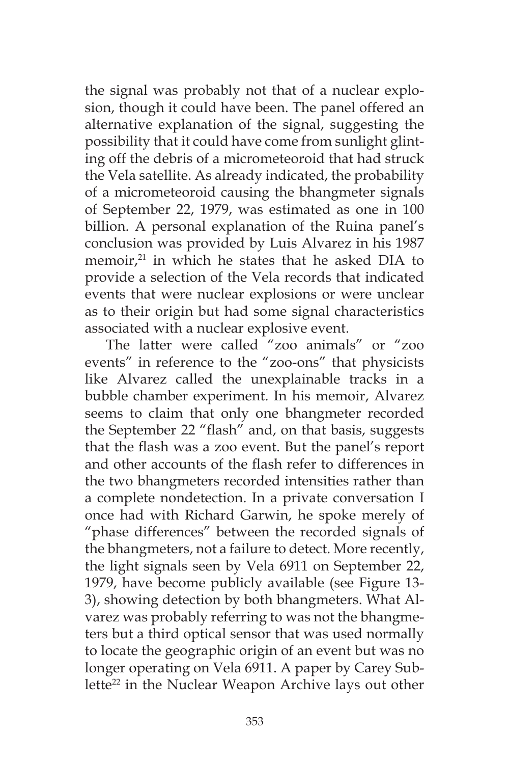the signal was probably not that of a nuclear explosion, though it could have been. The panel offered an alternative explanation of the signal, suggesting the possibility that it could have come from sunlight glinting off the debris of a micrometeoroid that had struck the Vela satellite. As already indicated, the probability of a micrometeoroid causing the bhangmeter signals of September 22, 1979, was estimated as one in 100 billion. A personal explanation of the Ruina panel's conclusion was provided by Luis Alvarez in his 1987 memoir,[21] in which he states that he asked DIA to provide a selection of the Vela records that indicated events that were nuclear explosions or were unclear as to their origin but had some signal characteristics associated with a nuclear explosive event.

The latter were called "zoo animals" or "zoo events" in reference to the "zoo-ons" that physicists like Alvarez called the unexplainable tracks in a bubble chamber experiment. In his memoir, Alvarez seems to claim that only one bhangmeter recorded the September 22 "flash" and, on that basis, suggests that the flash was a zoo event. But the panel's report and other accounts of the flash refer to differences in the two bhangmeters recorded intensities rather than a complete nondetection. In a private conversation I once had with Richard Garwin, he spoke merely of "phase differences" between the recorded signals of the bhangmeters, not a failure to detect. More recently, the light signals seen by Vela 6911 on September 22, 1979, have become publicly available (see Figure 13-3), showing detection by both bhangmeters. What Alvarez was probably referring to was not the bhangmeters but a third optical sensor that was used normally to locate the geographic origin of an event but was no longer operating on Vela 6911. A paper by Carey Sublette[22] in the Nuclear Weapon Archive lays out other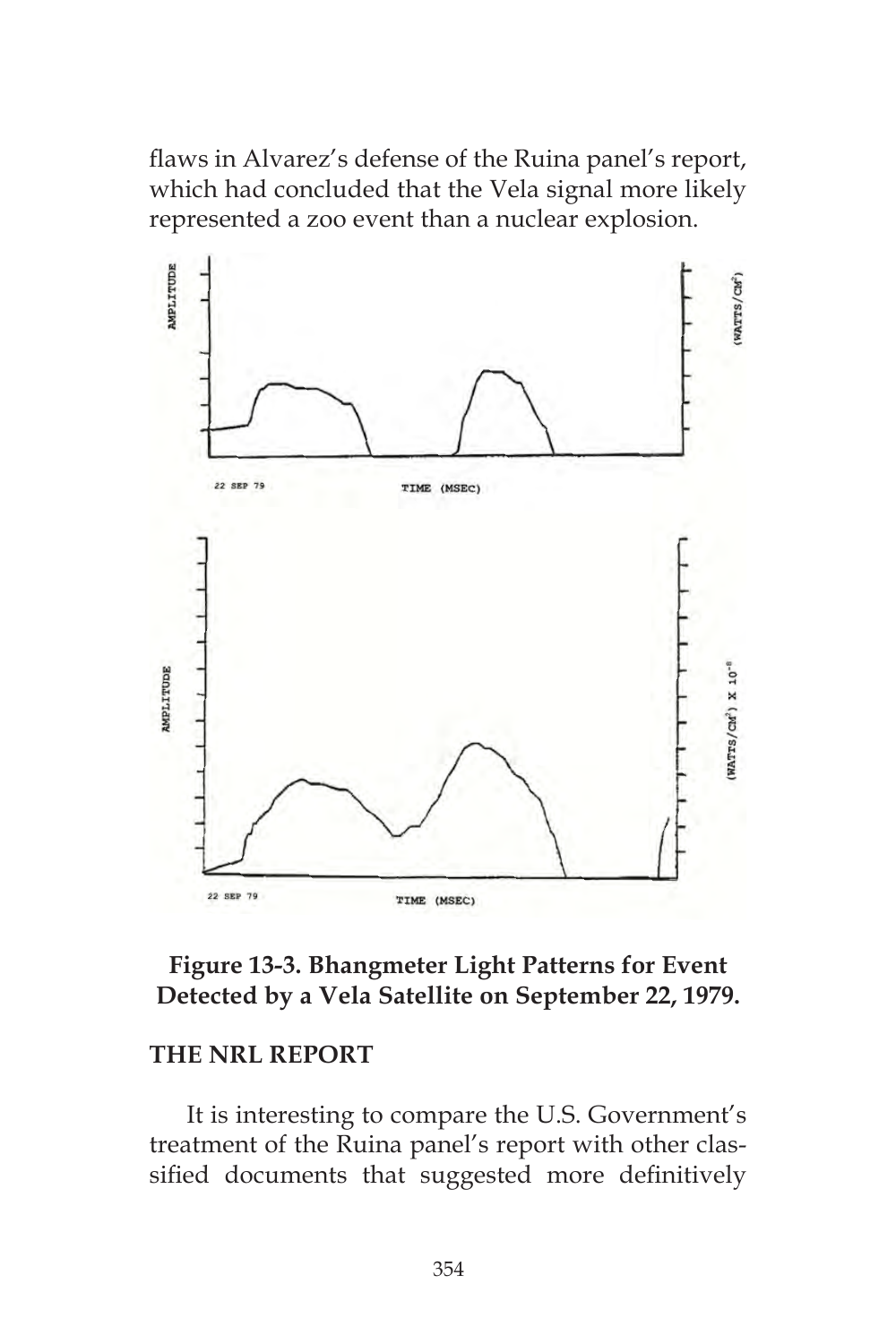flaws in Alvarez's defense of the Ruina panel's report, which had concluded that the Vela signal more likely represented a zoo event than a nuclear explosion.

**Figure 13-3. Bhangmeter Light Patterns for Event Detected by a Vela Satellite on September 22, 1979.**

## THE NRL REPORT

It is interesting to compare the U.S. Government's treatment of the Ruina panel's report with other classified documents that suggested more definitively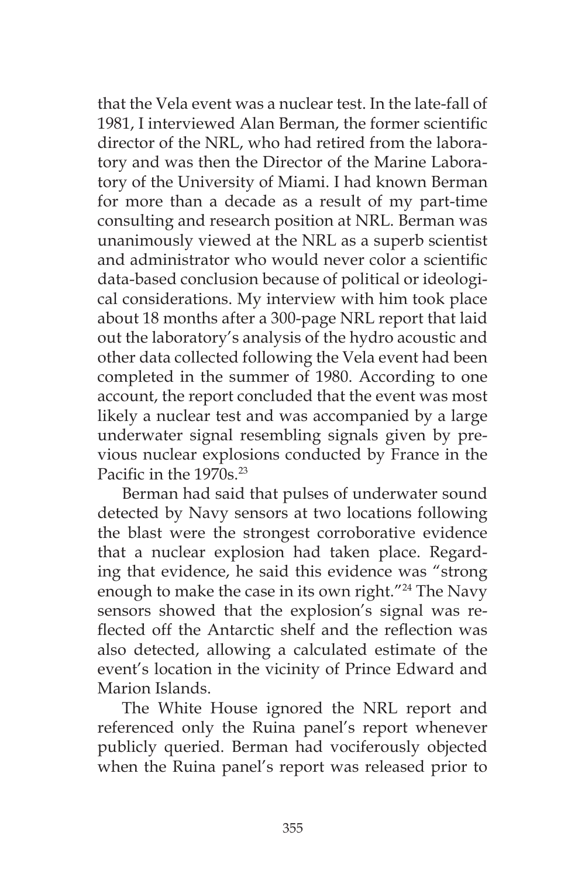that the Vela event was a nuclear test. In the late-fall of 1981, I interviewed Alan Berman, the former scientific director of the NRL, who had retired from the laboratory and was then the Director of the Marine Laboratory of the University of Miami. I had known Berman for more than a decade as a result of my part-time consulting and research position at NRL. Berman was unanimously viewed at the NRL as a superb scientist and administrator who would never color a scientific data-based conclusion because of political or ideological considerations. My interview with him took place about 18 months after a 300-page NRL report that laid out the laboratory's analysis of the hydro acoustic and other data collected following the Vela event had been completed in the summer of 1980. According to one account, the report concluded that the event was most likely a nuclear test and was accompanied by a large underwater signal resembling signals given by previous nuclear explosions conducted by France in the Pacific in the 1970s.[23]

Berman had said that pulses of underwater sound detected by Navy sensors at two locations following the blast were the strongest corroborative evidence that a nuclear explosion had taken place. Regarding that evidence, he said this evidence was "strong enough to make the case in its own right."[24] The Navy sensors showed that the explosion's signal was reflected off the Antarctic shelf and the reflection was also detected, allowing a calculated estimate of the event's location in the vicinity of Prince Edward and Marion Islands.

The White House ignored the NRL report and referenced only the Ruina panel's report whenever publicly queried. Berman had vociferously objected when the Ruina panel's report was released prior to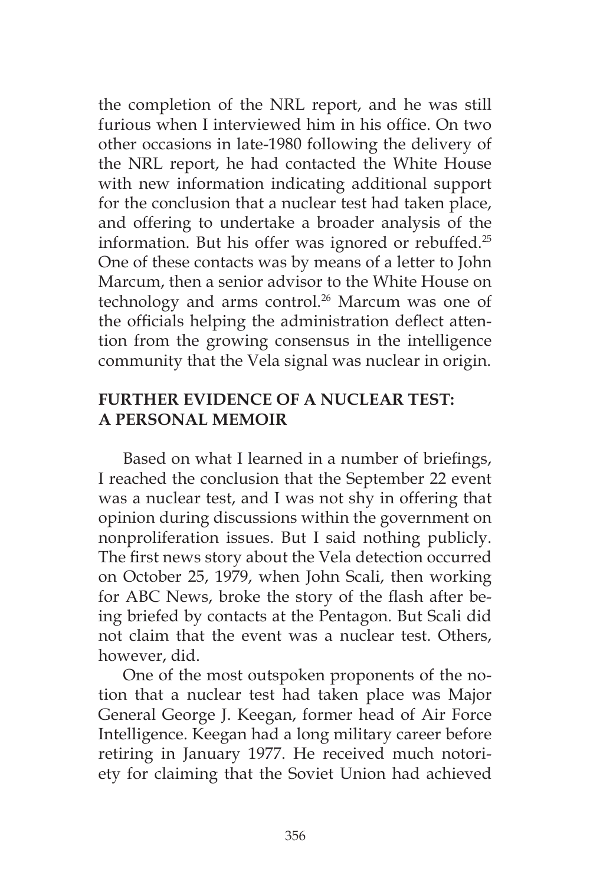the completion of the NRL report, and he was still furious when I interviewed him in his office. On two other occasions in late-1980 following the delivery of the NRL report, he had contacted the White House with new information indicating additional support for the conclusion that a nuclear test had taken place, and offering to undertake a broader analysis of the information. But his offer was ignored or rebuffed.[25] One of these contacts was by means of a letter to John Marcum, then a senior advisor to the White House on technology and arms control.[26] Marcum was one of the officials helping the administration deflect attention from the growing consensus in the intelligence community that the Vela signal was nuclear in origin.

## FURTHER EVIDENCE OF A NUCLEAR TEST: A PERSONAL MEMOIR

Based on what I learned in a number of briefings, I reached the conclusion that the September 22 event was a nuclear test, and I was not shy in offering that opinion during discussions within the government on nonproliferation issues. But I said nothing publicly. The first news story about the Vela detection occurred on October 25, 1979, when John Scali, then working for ABC News, broke the story of the flash after being briefed by contacts at the Pentagon. But Scali did not claim that the event was a nuclear test. Others, however, did.

One of the most outspoken proponents of the notion that a nuclear test had taken place was Major General George J. Keegan, former head of Air Force Intelligence. Keegan had a long military career before retiring in January 1977. He received much notoriety for claiming that the Soviet Union had achieved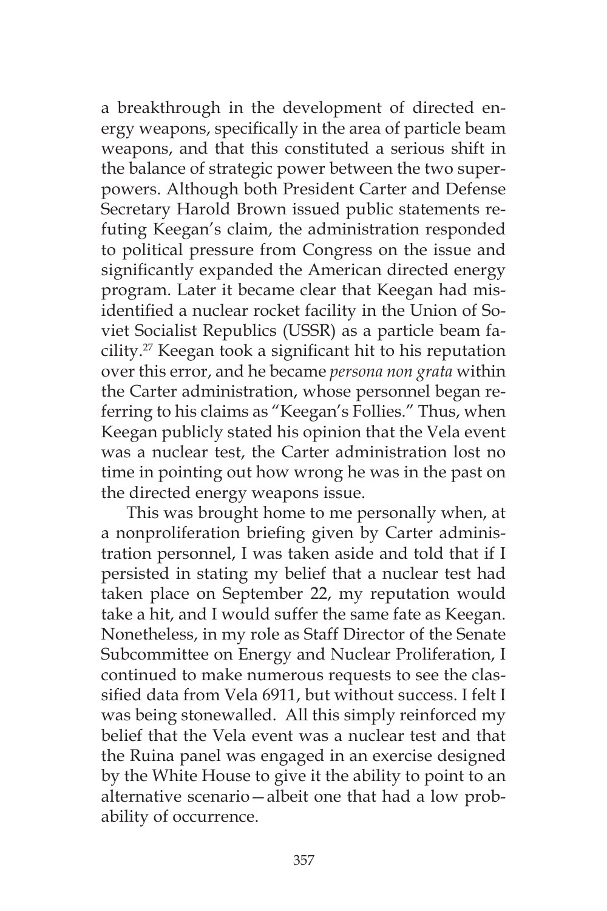a breakthrough in the development of directed energy weapons, specifically in the area of particle beam weapons, and that this constituted a serious shift in the balance of strategic power between the two superpowers. Although both President Carter and Defense Secretary Harold Brown issued public statements refuting Keegan's claim, the administration responded to political pressure from Congress on the issue and significantly expanded the American directed energy program. Later it became clear that Keegan had misidentified a nuclear rocket facility in the Union of Soviet Socialist Republics (USSR) as a particle beam facility.[27] Keegan took a significant hit to his reputation over this error, and he became *persona non grata* within the Carter administration, whose personnel began referring to his claims as "Keegan's Follies." Thus, when Keegan publicly stated his opinion that the Vela event was a nuclear test, the Carter administration lost no time in pointing out how wrong he was in the past on the directed energy weapons issue.

This was brought home to me personally when, at a nonproliferation briefing given by Carter administration personnel, I was taken aside and told that if I persisted in stating my belief that a nuclear test had taken place on September 22, my reputation would take a hit, and I would suffer the same fate as Keegan. Nonetheless, in my role as Staff Director of the Senate Subcommittee on Energy and Nuclear Proliferation, I continued to make numerous requests to see the classified data from Vela 6911, but without success. I felt I was being stonewalled. All this simply reinforced my belief that the Vela event was a nuclear test and that the Ruina panel was engaged in an exercise designed by the White House to give it the ability to point to an alternative scenario—albeit one that had a low probability of occurrence.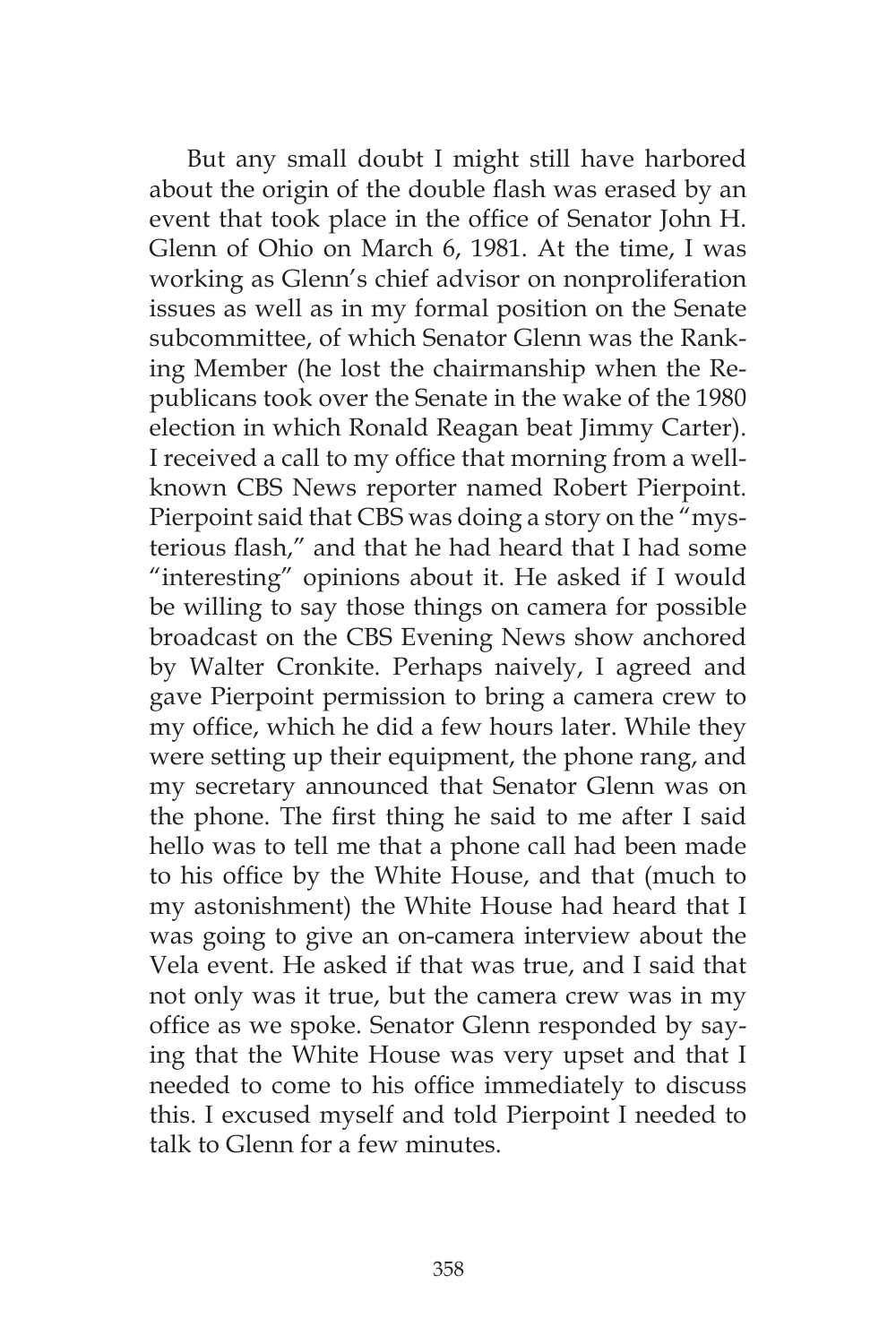But any small doubt I might still have harbored about the origin of the double flash was erased by an event that took place in the office of Senator John H. Glenn of Ohio on March 6, 1981. At the time, I was working as Glenn's chief advisor on nonproliferation issues as well as in my formal position on the Senate subcommittee, of which Senator Glenn was the Ranking Member (he lost the chairmanship when the Republicans took over the Senate in the wake of the 1980 election in which Ronald Reagan beat Jimmy Carter). I received a call to my office that morning from a well-known CBS News reporter named Robert Pierpoint. Pierpoint said that CBS was doing a story on the "mysterious flash," and that he had heard that I had some "interesting" opinions about it. He asked if I would be willing to say those things on camera for possible broadcast on the CBS Evening News show anchored by Walter Cronkite. Perhaps naively, I agreed and gave Pierpoint permission to bring a camera crew to my office, which he did a few hours later. While they were setting up their equipment, the phone rang, and my secretary announced that Senator Glenn was on the phone. The first thing he said to me after I said hello was to tell me that a phone call had been made to his office by the White House, and that (much to my astonishment) the White House had heard that I was going to give an on-camera interview about the Vela event. He asked if that was true, and I said that not only was it true, but the camera crew was in my office as we spoke. Senator Glenn responded by saying that the White House was very upset and that I needed to come to his office immediately to discuss this. I excused myself and told Pierpoint I needed to talk to Glenn for a few minutes.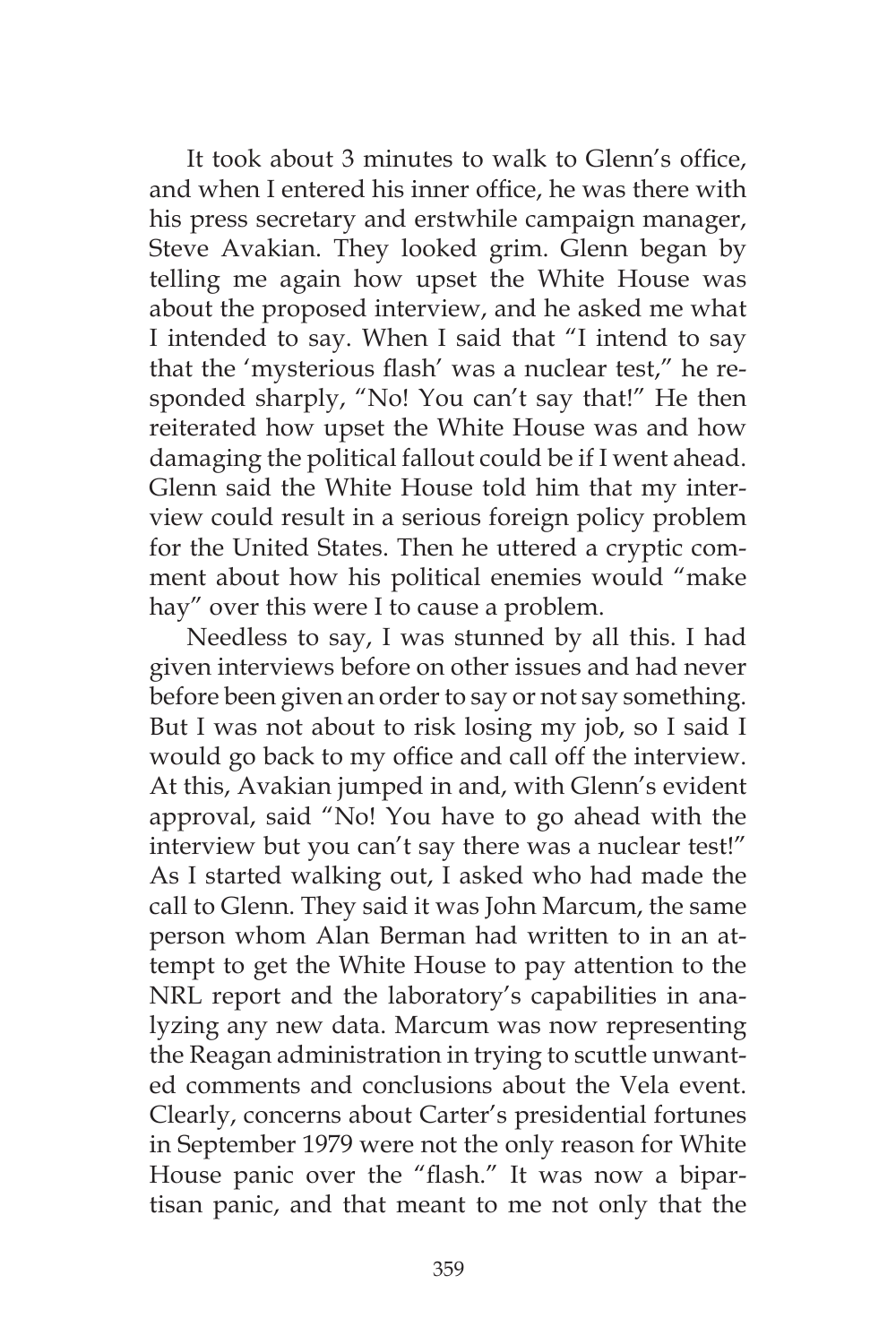It took about 3 minutes to walk to Glenn's office, and when I entered his inner office, he was there with his press secretary and erstwhile campaign manager, Steve Avakian. They looked grim. Glenn began by telling me again how upset the White House was about the proposed interview, and he asked me what I intended to say. When I said that "I intend to say that the 'mysterious flash' was a nuclear test," he responded sharply, "No! You can't say that!" He then reiterated how upset the White House was and how damaging the political fallout could be if I went ahead. Glenn said the White House told him that my interview could result in a serious foreign policy problem for the United States. Then he uttered a cryptic comment about how his political enemies would "make hay" over this were I to cause a problem.

Needless to say, I was stunned by all this. I had given interviews before on other issues and had never before been given an order to say or not say something. But I was not about to risk losing my job, so I said I would go back to my office and call off the interview. At this, Avakian jumped in and, with Glenn's evident approval, said "No! You have to go ahead with the interview but you can't say there was a nuclear test!" As I started walking out, I asked who had made the call to Glenn. They said it was John Marcum, the same person whom Alan Berman had written to in an attempt to get the White House to pay attention to the NRL report and the laboratory's capabilities in analyzing any new data. Marcum was now representing the Reagan administration in trying to scuttle unwanted comments and conclusions about the Vela event. Clearly, concerns about Carter's presidential fortunes in September 1979 were not the only reason for White House panic over the "flash." It was now a bipartisan panic, and that meant to me not only that the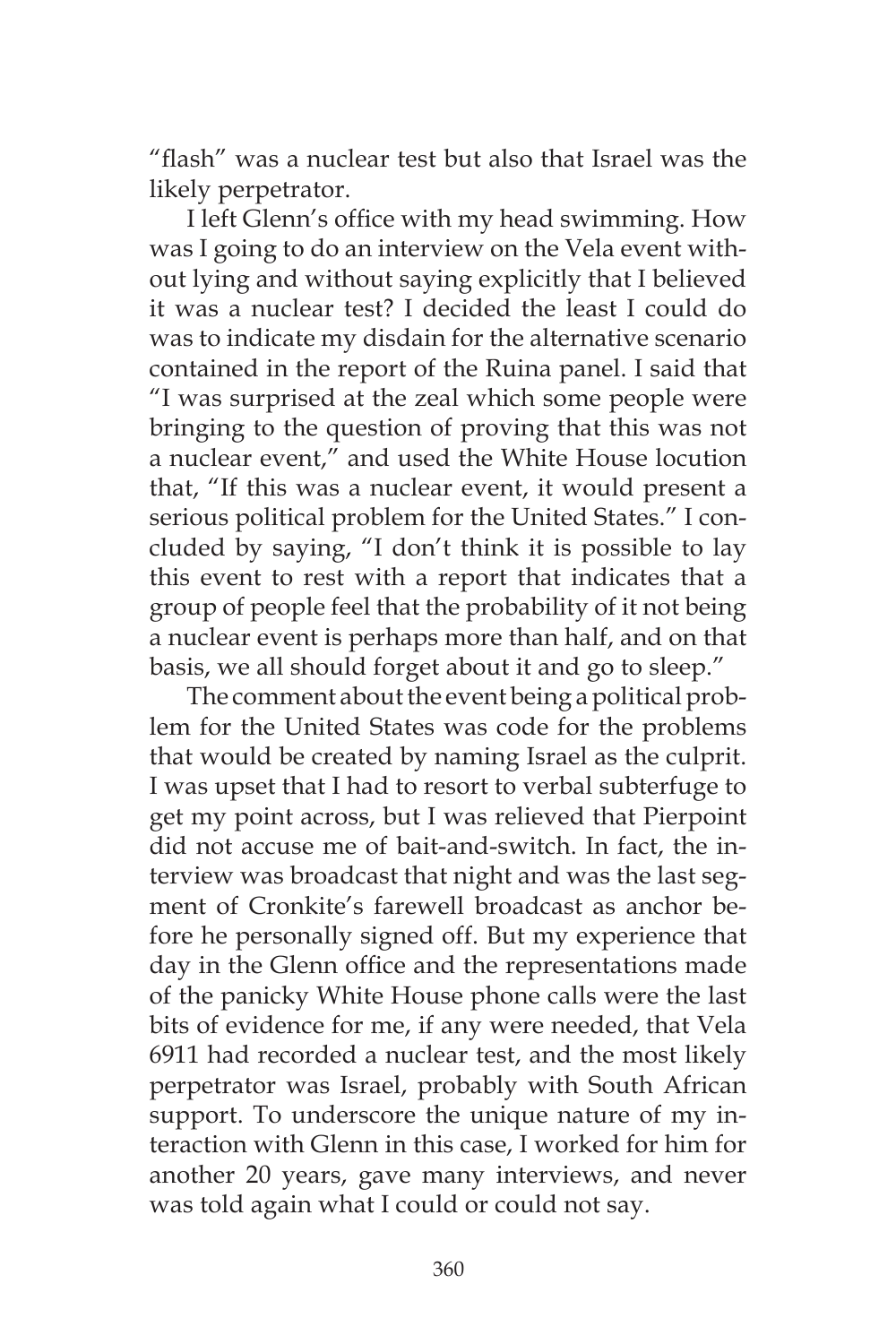"flash" was a nuclear test but also that Israel was the likely perpetrator.

I left Glenn's office with my head swimming. How was I going to do an interview on the Vela event without lying and without saying explicitly that I believed it was a nuclear test? I decided the least I could do was to indicate my disdain for the alternative scenario contained in the report of the Ruina panel. I said that "I was surprised at the zeal which some people were bringing to the question of proving that this was not a nuclear event," and used the White House locution that, "If this was a nuclear event, it would present a serious political problem for the United States." I concluded by saying, "I don't think it is possible to lay this event to rest with a report that indicates that a group of people feel that the probability of it not being a nuclear event is perhaps more than half, and on that basis, we all should forget about it and go to sleep."

The comment about the event being a political problem for the United States was code for the problems that would be created by naming Israel as the culprit. I was upset that I had to resort to verbal subterfuge to get my point across, but I was relieved that Pierpoint did not accuse me of bait-and-switch. In fact, the interview was broadcast that night and was the last segment of Cronkite's farewell broadcast as anchor before he personally signed off. But my experience that day in the Glenn office and the representations made of the panicky White House phone calls were the last bits of evidence for me, if any were needed, that Vela 6911 had recorded a nuclear test, and the most likely perpetrator was Israel, probably with South African support. To underscore the unique nature of my interaction with Glenn in this case, I worked for him for another 20 years, gave many interviews, and never was told again what I could or could not say.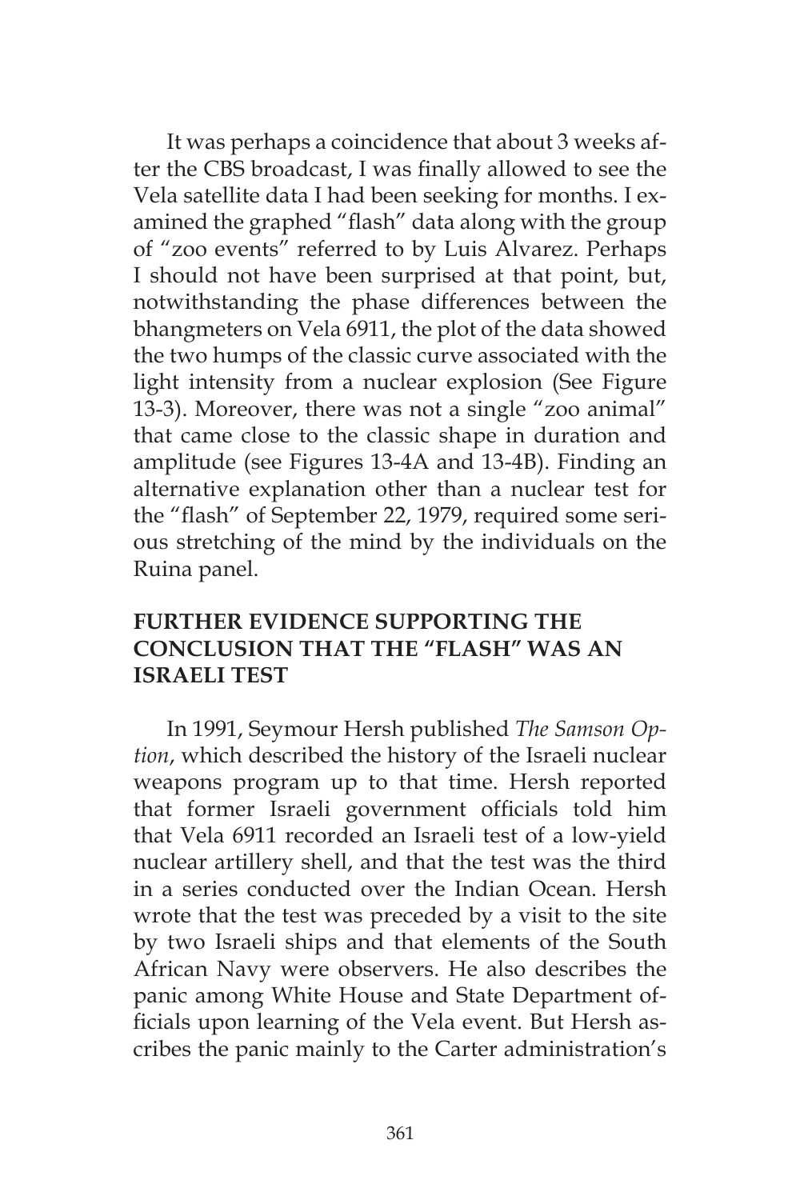It was perhaps a coincidence that about 3 weeks after the CBS broadcast, I was finally allowed to see the Vela satellite data I had been seeking for months. I examined the graphed "flash" data along with the group of "zoo events" referred to by Luis Alvarez. Perhaps I should not have been surprised at that point, but, notwithstanding the phase differences between the bhangmeters on Vela 6911, the plot of the data showed the two humps of the classic curve associated with the light intensity from a nuclear explosion (See Figure 13-3). Moreover, there was not a single "zoo animal" that came close to the classic shape in duration and amplitude (see Figures 13-4A and 13-4B). Finding an alternative explanation other than a nuclear test for the "flash" of September 22, 1979, required some serious stretching of the mind by the individuals on the Ruina panel.

## FURTHER EVIDENCE SUPPORTING THE CONCLUSION THAT THE "FLASH" WAS AN ISRAELI TEST

In 1991, Seymour Hersh published *The Samson Option*, which described the history of the Israeli nuclear weapons program up to that time. Hersh reported that former Israeli government officials told him that Vela 6911 recorded an Israeli test of a low-yield nuclear artillery shell, and that the test was the third in a series conducted over the Indian Ocean. Hersh wrote that the test was preceded by a visit to the site by two Israeli ships and that elements of the South African Navy were observers. He also describes the panic among White House and State Department officials upon learning of the Vela event. But Hersh ascribes the panic mainly to the Carter administration's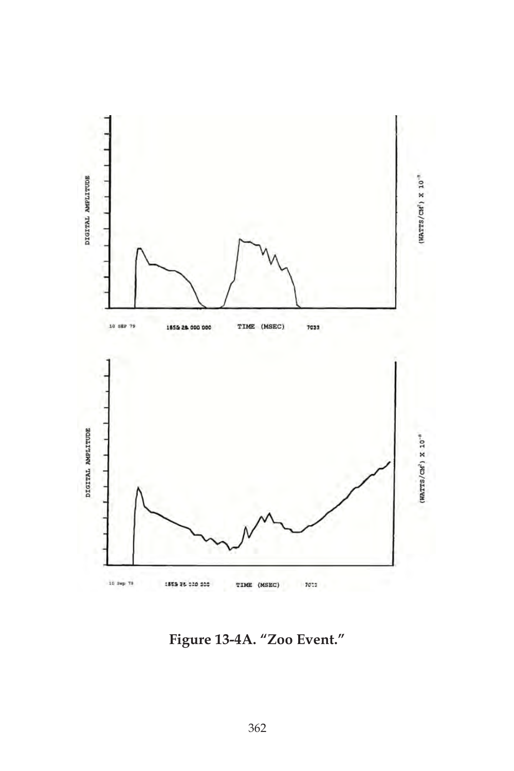DIGITAL AMPLITUDE

(WATTS/CM$^2$) X $10^{-8}$

10 SEP 79 1856 26 000 000 TIME (MSEC) 7033

DIGITAL AMPLITUDE

(WATTS/CM$^2$) X $10^{-8}$

10 Sep 79 1853 25 000 000 TIME (MSEC) 7033

**Figure 13-4A. "Zoo Event."**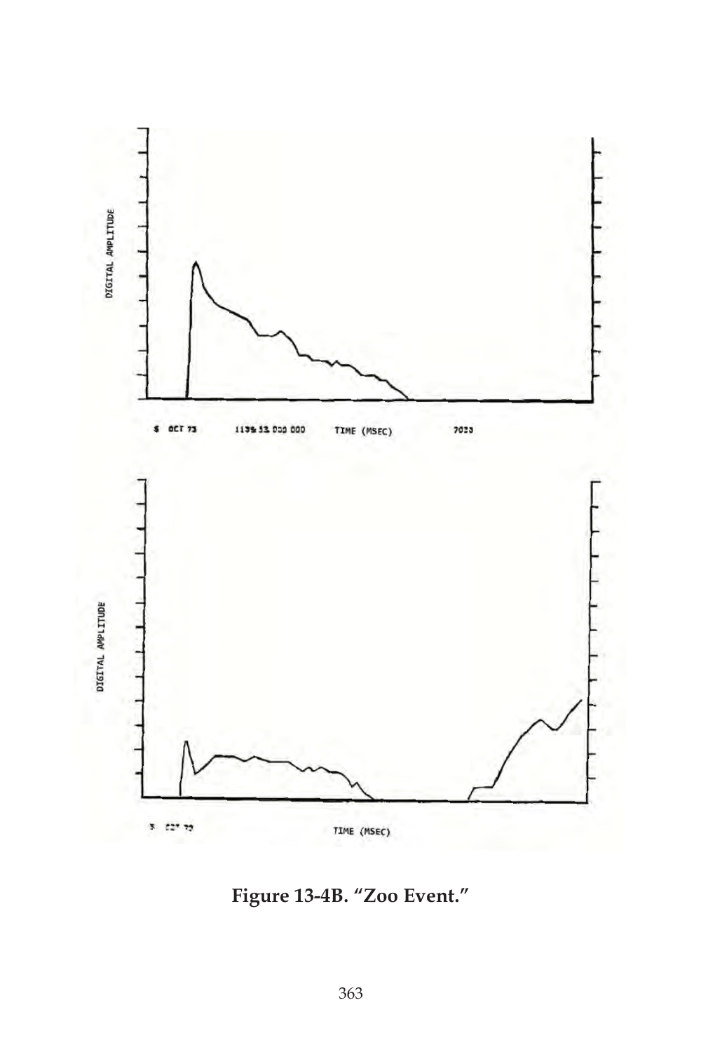DIGITAL AMPLITUDE

5 OCT 73     1135 33 000 000     TIME (MSEC)     7023

DIGITAL AMPLITUDE

5 OCT 73     TIME (MSEC)

**Figure 13-4B. "Zoo Event."**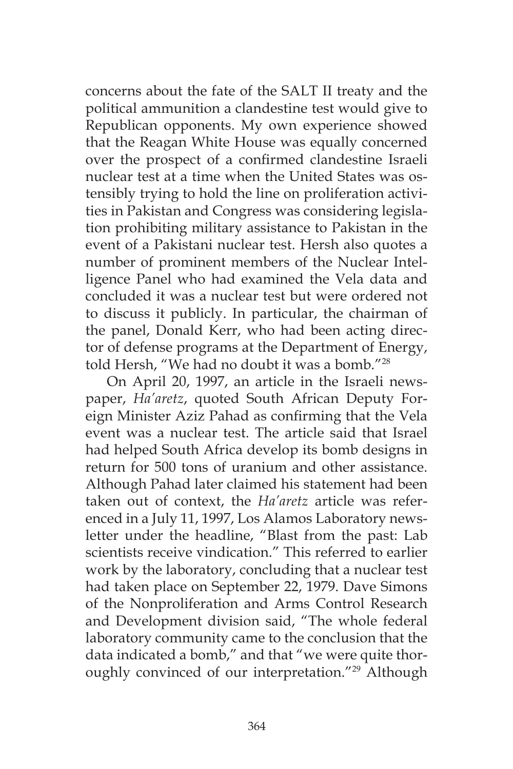concerns about the fate of the SALT II treaty and the political ammunition a clandestine test would give to Republican opponents. My own experience showed that the Reagan White House was equally concerned over the prospect of a confirmed clandestine Israeli nuclear test at a time when the United States was ostensibly trying to hold the line on proliferation activities in Pakistan and Congress was considering legislation prohibiting military assistance to Pakistan in the event of a Pakistani nuclear test. Hersh also quotes a number of prominent members of the Nuclear Intelligence Panel who had examined the Vela data and concluded it was a nuclear test but were ordered not to discuss it publicly. In particular, the chairman of the panel, Donald Kerr, who had been acting director of defense programs at the Department of Energy, told Hersh, "We had no doubt it was a bomb."[28]

On April 20, 1997, an article in the Israeli newspaper, *Ha'aretz*, quoted South African Deputy Foreign Minister Aziz Pahad as confirming that the Vela event was a nuclear test. The article said that Israel had helped South Africa develop its bomb designs in return for 500 tons of uranium and other assistance. Although Pahad later claimed his statement had been taken out of context, the *Ha'aretz* article was referenced in a July 11, 1997, Los Alamos Laboratory newsletter under the headline, "Blast from the past: Lab scientists receive vindication." This referred to earlier work by the laboratory, concluding that a nuclear test had taken place on September 22, 1979. Dave Simons of the Nonproliferation and Arms Control Research and Development division said, "The whole federal laboratory community came to the conclusion that the data indicated a bomb," and that "we were quite thoroughly convinced of our interpretation."[29] Although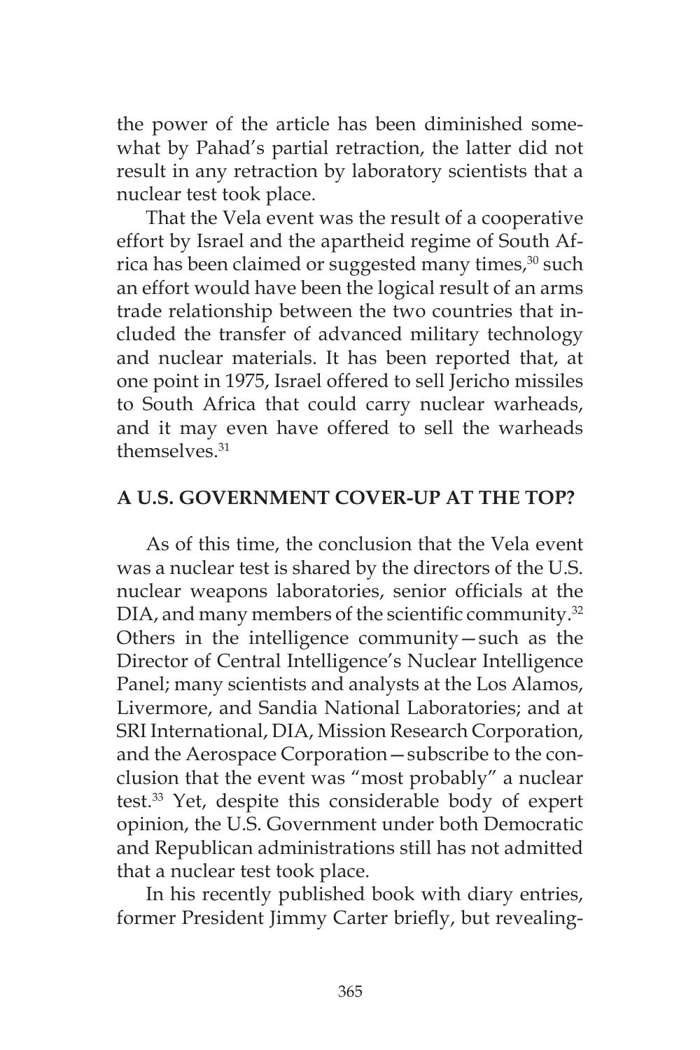the power of the article has been diminished somewhat by Pahad's partial retraction, the latter did not result in any retraction by laboratory scientists that a nuclear test took place.

That the Vela event was the result of a cooperative effort by Israel and the apartheid regime of South Africa has been claimed or suggested many times,[30] such an effort would have been the logical result of an arms trade relationship between the two countries that included the transfer of advanced military technology and nuclear materials. It has been reported that, at one point in 1975, Israel offered to sell Jericho missiles to South Africa that could carry nuclear warheads, and it may even have offered to sell the warheads themselves.[31]

## A U.S. GOVERNMENT COVER-UP AT THE TOP?

As of this time, the conclusion that the Vela event was a nuclear test is shared by the directors of the U.S. nuclear weapons laboratories, senior officials at the DIA, and many members of the scientific community.[32] Others in the intelligence community—such as the Director of Central Intelligence's Nuclear Intelligence Panel; many scientists and analysts at the Los Alamos, Livermore, and Sandia National Laboratories; and at SRI International, DIA, Mission Research Corporation, and the Aerospace Corporation—subscribe to the conclusion that the event was "most probably" a nuclear test.[33] Yet, despite this considerable body of expert opinion, the U.S. Government under both Democratic and Republican administrations still has not admitted that a nuclear test took place.

In his recently published book with diary entries, former President Jimmy Carter briefly, but revealing-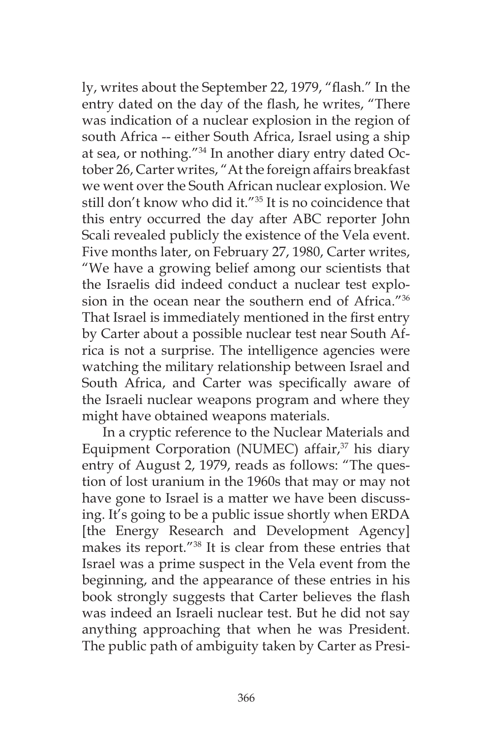ly, writes about the September 22, 1979, "flash." In the entry dated on the day of the flash, he writes, "There was indication of a nuclear explosion in the region of south Africa -- either South Africa, Israel using a ship at sea, or nothing."[34] In another diary entry dated October 26, Carter writes, "At the foreign affairs breakfast we went over the South African nuclear explosion. We still don't know who did it."[35] It is no coincidence that this entry occurred the day after ABC reporter John Scali revealed publicly the existence of the Vela event. Five months later, on February 27, 1980, Carter writes, "We have a growing belief among our scientists that the Israelis did indeed conduct a nuclear test explosion in the ocean near the southern end of Africa."[36] That Israel is immediately mentioned in the first entry by Carter about a possible nuclear test near South Africa is not a surprise. The intelligence agencies were watching the military relationship between Israel and South Africa, and Carter was specifically aware of the Israeli nuclear weapons program and where they might have obtained weapons materials.

In a cryptic reference to the Nuclear Materials and Equipment Corporation (NUMEC) affair,[37] his diary entry of August 2, 1979, reads as follows: "The question of lost uranium in the 1960s that may or may not have gone to Israel is a matter we have been discussing. It's going to be a public issue shortly when ERDA [the Energy Research and Development Agency] makes its report."[38] It is clear from these entries that Israel was a prime suspect in the Vela event from the beginning, and the appearance of these entries in his book strongly suggests that Carter believes the flash was indeed an Israeli nuclear test. But he did not say anything approaching that when he was President. The public path of ambiguity taken by Carter as Presi-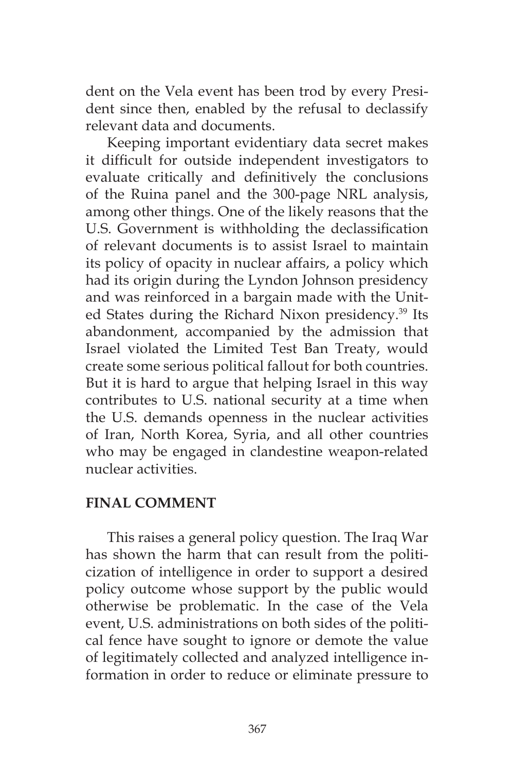dent on the Vela event has been trod by every President since then, enabled by the refusal to declassify relevant data and documents.

Keeping important evidentiary data secret makes it difficult for outside independent investigators to evaluate critically and definitively the conclusions of the Ruina panel and the 300-page NRL analysis, among other things. One of the likely reasons that the U.S. Government is withholding the declassification of relevant documents is to assist Israel to maintain its policy of opacity in nuclear affairs, a policy which had its origin during the Lyndon Johnson presidency and was reinforced in a bargain made with the United States during the Richard Nixon presidency.[39] Its abandonment, accompanied by the admission that Israel violated the Limited Test Ban Treaty, would create some serious political fallout for both countries. But it is hard to argue that helping Israel in this way contributes to U.S. national security at a time when the U.S. demands openness in the nuclear activities of Iran, North Korea, Syria, and all other countries who may be engaged in clandestine weapon-related nuclear activities.

## FINAL COMMENT

This raises a general policy question. The Iraq War has shown the harm that can result from the politicization of intelligence in order to support a desired policy outcome whose support by the public would otherwise be problematic. In the case of the Vela event, U.S. administrations on both sides of the political fence have sought to ignore or demote the value of legitimately collected and analyzed intelligence information in order to reduce or eliminate pressure to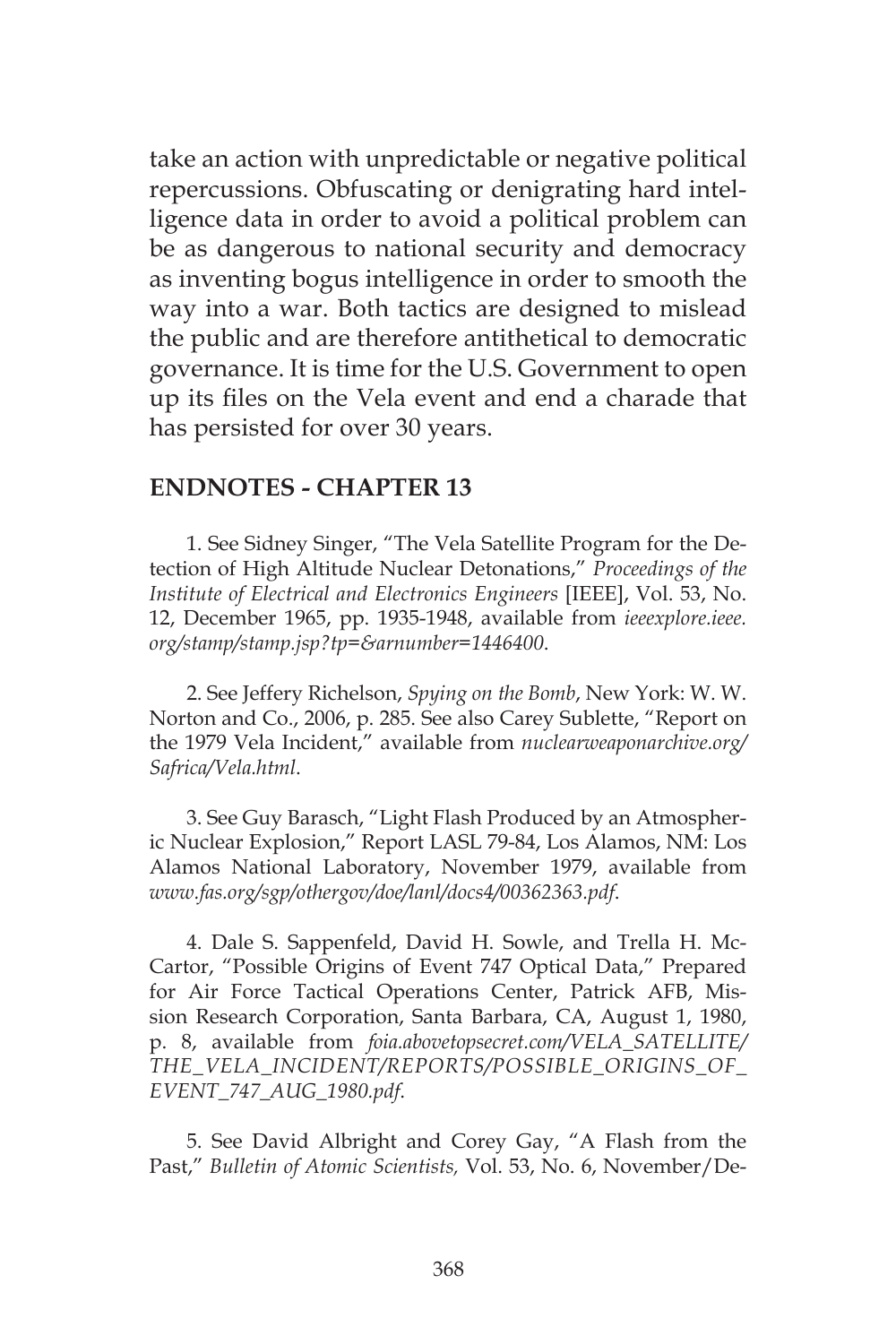take an action with unpredictable or negative political repercussions. Obfuscating or denigrating hard intelligence data in order to avoid a political problem can be as dangerous to national security and democracy as inventing bogus intelligence in order to smooth the way into a war. Both tactics are designed to mislead the public and are therefore antithetical to democratic governance. It is time for the U.S. Government to open up its files on the Vela event and end a charade that has persisted for over 30 years.

## ENDNOTES - CHAPTER 13

1. See Sidney Singer, "The Vela Satellite Program for the Detection of High Altitude Nuclear Detonations," *Proceedings of the Institute of Electrical and Electronics Engineers* [IEEE], Vol. 53, No. 12, December 1965, pp. 1935-1948, available from *ieeexplore.ieee.org/stamp/stamp.jsp?tp=&arnumber=1446400*.

2. See Jeffery Richelson, *Spying on the Bomb*, New York: W. W. Norton and Co., 2006, p. 285. See also Carey Sublette, "Report on the 1979 Vela Incident," available from *nuclearweaponarchive.org/Safrica/Vela.html*.

3. See Guy Barasch, "Light Flash Produced by an Atmospheric Nuclear Explosion," Report LASL 79-84, Los Alamos, NM: Los Alamos National Laboratory, November 1979, available from *www.fas.org/sgp/othergov/doe/lanl/docs4/00362363.pdf*.

4. Dale S. Sappenfeld, David H. Sowle, and Trella H. McCartor, "Possible Origins of Event 747 Optical Data," Prepared for Air Force Tactical Operations Center, Patrick AFB, Mission Research Corporation, Santa Barbara, CA, August 1, 1980, p. 8, available from *foia.abovetopsecret.com/VELA_SATELLITE/THE_VELA_INCIDENT/REPORTS/POSSIBLE_ORIGINS_OF_EVENT_747_AUG_1980.pdf*.

5. See David Albright and Corey Gay, "A Flash from the Past," *Bulletin of Atomic Scientists,* Vol. 53, No. 6, November/De-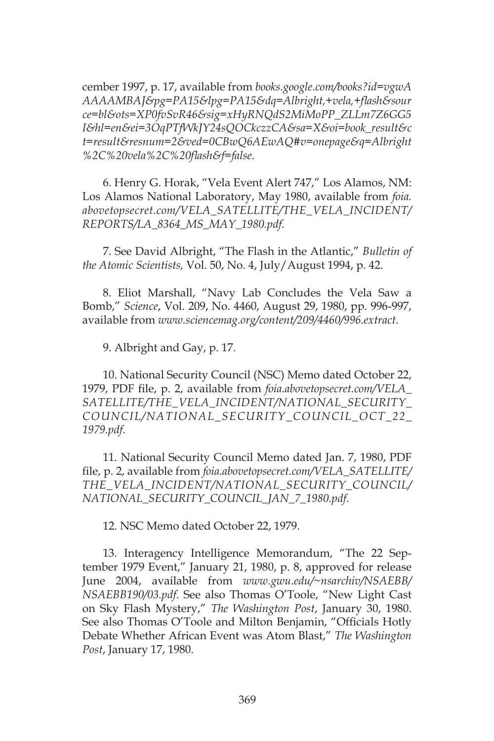cember 1997, p. 17, available from *books.google.com/books?id=vgwAAAAAMBAJ&pg=PA15&lpg=PA15&dq=Albright,+vela,+flash&source=bl&ots=XP0fvSvR46&sig=xHyRNQdS2MiMoPP_ZLLm7Z6GG5I&hl=en&ei=3OqPTfWkJY24sQOCkczzCA&sa=X&oi=book_result&ct=result&resnum=2&ved=0CBwQ6AEwAQ#v=onepage&q=Albright%2C%20vela%2C%20flash&f=false*.

6. Henry G. Horak, "Vela Event Alert 747," Los Alamos, NM: Los Alamos National Laboratory, May 1980, available from *foia.abovetopsecret.com/VELA_SATELLITE/THE_VELA_INCIDENT/REPORTS/LA_8364_MS_MAY_1980.pdf*.

7. See David Albright, "The Flash in the Atlantic," *Bulletin of the Atomic Scientists,* Vol. 50, No. 4, July/August 1994, p. 42.

8. Eliot Marshall, "Navy Lab Concludes the Vela Saw a Bomb," *Science*, Vol. 209, No. 4460, August 29, 1980, pp. 996-997, available from *www.sciencemag.org/content/209/4460/996.extract*.

9. Albright and Gay, p. 17.

10. National Security Council (NSC) Memo dated October 22, 1979, PDF file, p. 2, available from *foia.abovetopsecret.com/VELA_SATELLITE/THE_VELA_INCIDENT/NATIONAL_SECURITY_COUNCIL/NATIONAL_SECURITY_COUNCIL_OCT_22_1979.pdf*.

11. National Security Council Memo dated Jan. 7, 1980, PDF file, p. 2, available from *foia.abovetopsecret.com/VELA_SATELLITE/THE_VELA_INCIDENT/NATIONAL_SECURITY_COUNCIL/NATIONAL_SECURITY_COUNCIL_JAN_7_1980.pdf*.

12. NSC Memo dated October 22, 1979.

13. Interagency Intelligence Memorandum, "The 22 September 1979 Event," January 21, 1980, p. 8, approved for release June 2004, available from *www.gwu.edu/~nsarchiv/NSAEBB/NSAEBB190/03.pdf*. See also Thomas O'Toole, "New Light Cast on Sky Flash Mystery," *The Washington Post*, January 30, 1980. See also Thomas O'Toole and Milton Benjamin, "Officials Hotly Debate Whether African Event was Atom Blast," *The Washington Post*, January 17, 1980.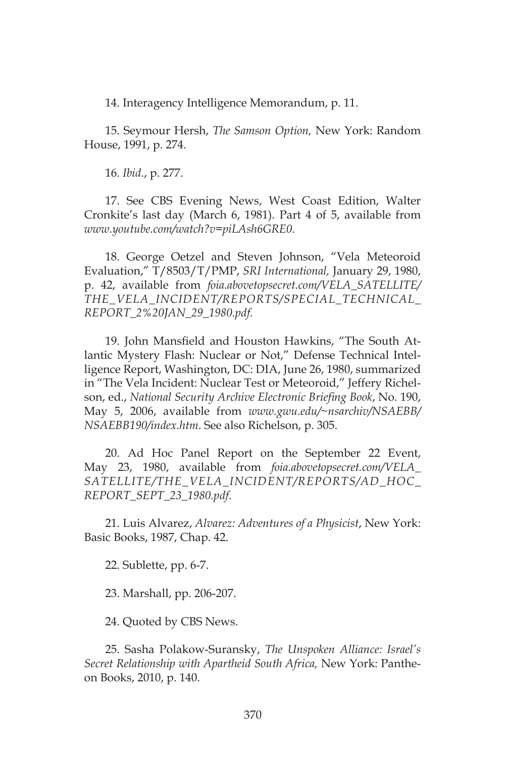14. Interagency Intelligence Memorandum, p. 11.

15. Seymour Hersh, *The Samson Option,* New York: Random House, 1991, p. 274.

16. *Ibid*., p. 277.

17. See CBS Evening News, West Coast Edition, Walter Cronkite's last day (March 6, 1981). Part 4 of 5, available from *www.youtube.com/watch?v=piLAsh6GRE0*.

18. George Oetzel and Steven Johnson, "Vela Meteoroid Evaluation," T/8503/T/PMP, *SRI International,* January 29, 1980, p. 42, available from *foia.abovetopsecret.com/VELA_SATELLITE/THE_VELA_INCIDENT/REPORTS/SPECIAL_TECHNICAL_REPORT_2%20JAN_29_1980.pdf.*

19. John Mansfield and Houston Hawkins, "The South Atlantic Mystery Flash: Nuclear or Not," Defense Technical Intelligence Report, Washington, DC: DIA, June 26, 1980, summarized in "The Vela Incident: Nuclear Test or Meteoroid," Jeffery Richelson, ed., *National Security Archive Electronic Briefing Book*, No. 190, May 5, 2006, available from *www.gwu.edu/~nsarchiv/NSAEBB/NSAEBB190/index.htm*. See also Richelson, p. 305.

20. Ad Hoc Panel Report on the September 22 Event, May 23, 1980, available from *foia.abovetopsecret.com/VELA_SATELLITE/THE_VELA_INCIDENT/REPORTS/AD_HOC_REPORT_SEPT_23_1980.pdf*.

21. Luis Alvarez, *Alvarez: Adventures of a Physicist*, New York: Basic Books, 1987, Chap. 42.

22. Sublette, pp. 6-7.

23. Marshall, pp. 206-207.

24. Quoted by CBS News.

25. Sasha Polakow-Suransky, *The Unspoken Alliance: Israel's Secret Relationship with Apartheid South Africa,* New York: Pantheon Books, 2010, p. 140.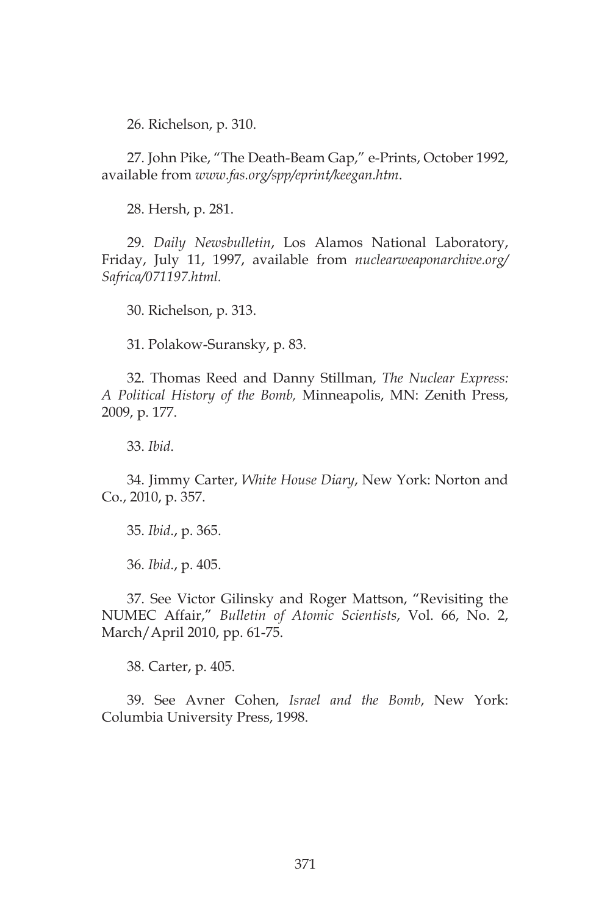26. Richelson, p. 310.

27. John Pike, "The Death-Beam Gap," e-Prints, October 1992, available from *www.fas.org/spp/eprint/keegan.htm*.

28. Hersh, p. 281.

29. *Daily Newsbulletin*, Los Alamos National Laboratory, Friday, July 11, 1997, available from *nuclearweaponarchive.org/Safrica/071197.html.*

30. Richelson, p. 313.

31. Polakow-Suransky, p. 83.

32. Thomas Reed and Danny Stillman, *The Nuclear Express: A Political History of the Bomb,* Minneapolis, MN: Zenith Press, 2009, p. 177.

33. *Ibid*.

34. Jimmy Carter, *White House Diary*, New York: Norton and Co., 2010, p. 357.

35. *Ibid*., p. 365.

36. *Ibid*., p. 405.

37. See Victor Gilinsky and Roger Mattson, "Revisiting the NUMEC Affair," *Bulletin of Atomic Scientists*, Vol. 66, No. 2, March/April 2010, pp. 61-75.

38. Carter, p. 405.

39. See Avner Cohen, *Israel and the Bomb*, New York: Columbia University Press, 1998.